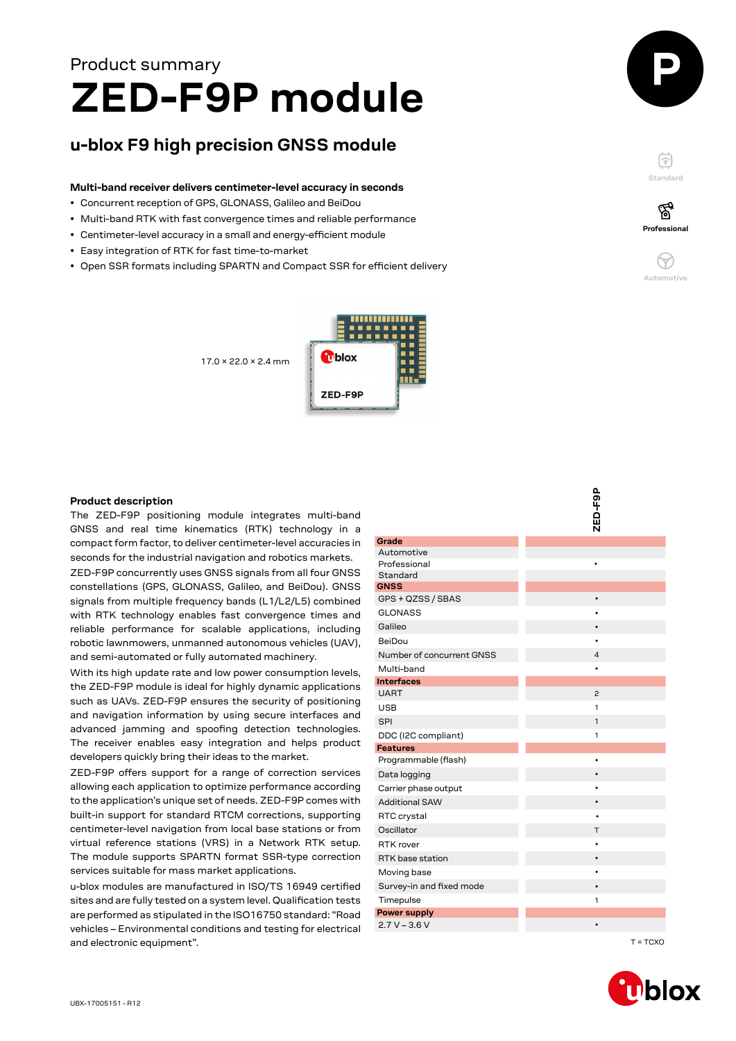Product summary

# ZED-F9P module

## u-blox F9 high precision GNSS module

**Multi-band receiver delivers centimeter-level accuracy in seconds**

- Concurrent reception of GPS, GLONASS, Galileo and BeiDou
- Multi-band RTK with fast convergence times and reliable performance
- Centimeter-level accuracy in a small and energy-efficient module
- Easy integration of RTK for fast time-to-market
- Open SSR formats including SPARTN and Compact SSR for efficient delivery

Standard

Professional

Automotive

17.0 × 22.0 × 2.4 mm

### Product description

The ZED-F9P positioning module integrates multi-band GNSS and real time kinematics (RTK) technology in a compact form factor, to deliver centimeter-level accuracies in seconds for the industrial navigation and robotics markets.

ZED-F9P concurrently uses GNSS signals from all four GNSS constellations (GPS, GLONASS, Galileo, and BeiDou). GNSS signals from multiple frequency bands (L1/L2/L5) combined with RTK technology enables fast convergence times and reliable performance for scalable applications, including robotic lawnmowers, unmanned autonomous vehicles (UAV), and semi-automated or fully automated machinery.

With its high update rate and low power consumption levels, the ZED-F9P module is ideal for highly dynamic applications such as UAVs. ZED-F9P ensures the security of positioning and navigation information by using secure interfaces and advanced jamming and spoofing detection technologies. The receiver enables easy integration and helps product developers quickly bring their ideas to the market.

ZED-F9P offers support for a range of correction services allowing each application to optimize performance according to the application's unique set of needs. ZED-F9P comes with built-in support for standard RTCM corrections, supporting centimeter-level navigation from local base stations or from virtual reference stations (VRS) in a Network RTK setup. The module supports SPARTN format SSR-type correction services suitable for mass market applications.

u-blox modules are manufactured in ISO/TS 16949 certified sites and are fully tested on a system level. Qualification tests are performed as stipulated in the ISO16750 standard: "Road vehicles – Environmental conditions and testing for electrical and electronic equipment".

| | ZED-F9P |
|---|---|
| **Grade** | |
| Automotive | |
| Professional | • |
| Standard | |
| **GNSS** | |
| GPS + QZSS / SBAS | • |
| GLONASS | • |
| Galileo | • |
| BeiDou | • |
| Number of concurrent GNSS | 4 |
| Multi-band | • |
| **Interfaces** | |
| UART | 2 |
| USB | 1 |
| SPI | 1 |
| DDC (I2C compliant) | 1 |
| **Features** | |
| Programmable (flash) | • |
| Data logging | • |
| Carrier phase output | • |
| Additional SAW | • |
| RTC crystal | • |
| Oscillator | T |
| RTK rover | • |
| RTK base station | • |
| Moving base | • |
| Survey-in and fixed mode | • |
| Timepulse | 1 |
| **Power supply** | |
| 2.7 V – 3.6 V | • |

T = TCXO

UBX-17005151 - R12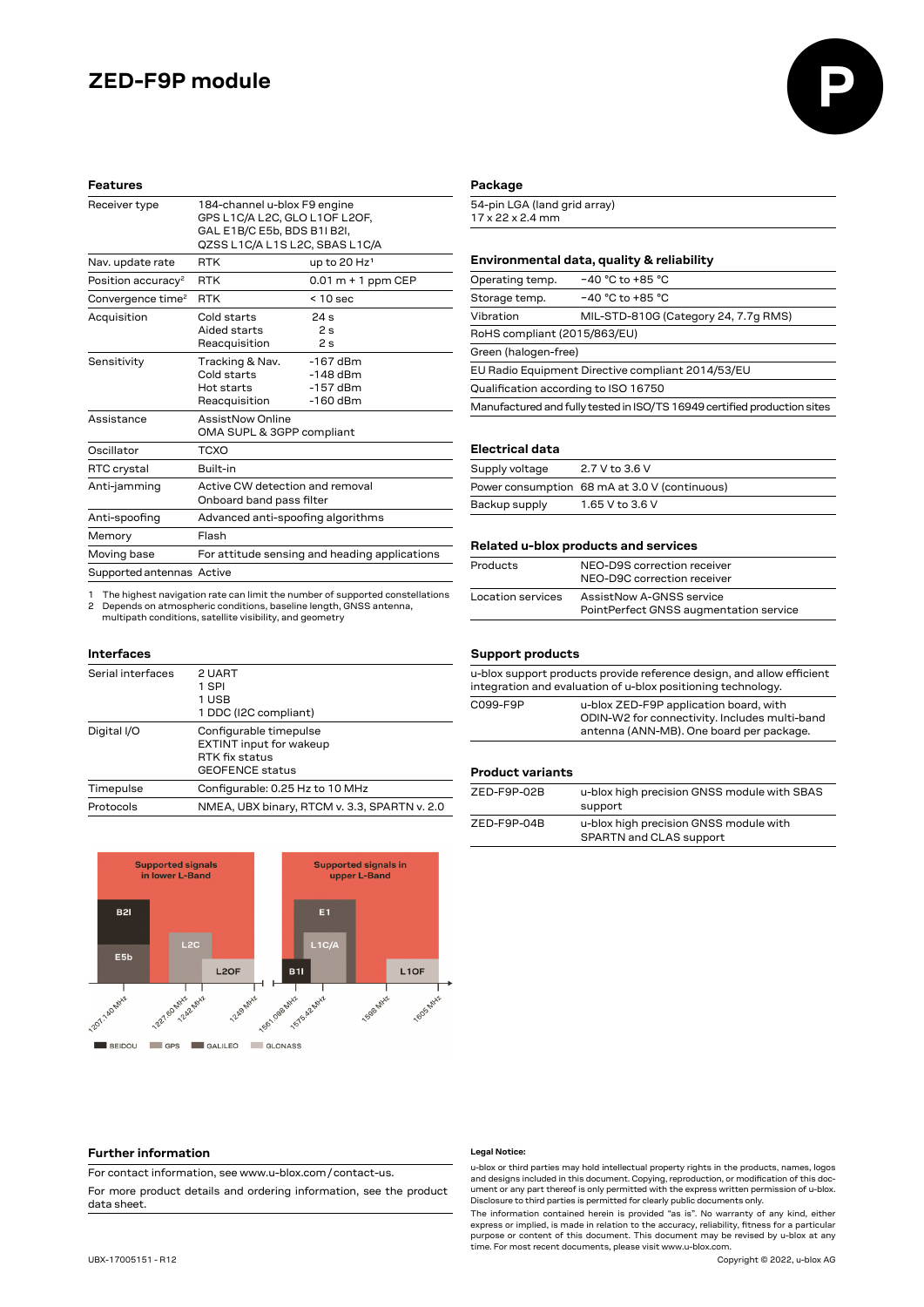# ZED-F9P module

P

## Features

| | | |
|---|---|---|
| Receiver type | 184-channel u-blox F9 engine<br>GPS L1C/A L2C, GLO L1OF L2OF,<br>GAL E1B/C E5b, BDS B1I B2I,<br>QZSS L1C/A L1S L2C, SBAS L1C/A | |
| Nav. update rate | RTK | up to 20 Hz[1] |
| Position accuracy[2] | RTK | 0.01 m + 1 ppm CEP |
| Convergence time[2] | RTK | < 10 sec |
| Acquisition | Cold starts<br>Aided starts<br>Reacquisition | 24 s<br>2 s<br>2 s |
| Sensitivity | Tracking & Nav.<br>Cold starts<br>Hot starts<br>Reacquisition | -167 dBm<br>-148 dBm<br>-157 dBm<br>-160 dBm |
| Assistance | AssistNow Online<br>OMA SUPL & 3GPP compliant | |
| Oscillator | TCXO | |
| RTC crystal | Built-in | |
| Anti-jamming | Active CW detection and removal<br>Onboard band pass filter | |
| Anti-spoofing | Advanced anti-spoofing algorithms | |
| Memory | Flash | |
| Moving base | For attitude sensing and heading applications | |
| Supported antennas | Active | |

1 The highest navigation rate can limit the number of supported constellations
2 Depends on atmospheric conditions, baseline length, GNSS antenna, multipath conditions, satellite visibility, and geometry

## Interfaces

| | |
|---|---|
| Serial interfaces | 2 UART<br>1 SPI<br>1 USB<br>1 DDC (I2C compliant) |
| Digital I/O | Configurable timepulse<br>EXTINT input for wakeup<br>RTK fix status<br>GEOFENCE status |
| Timepulse | Configurable: 0.25 Hz to 10 MHz |
| Protocols | NMEA, UBX binary, RTCM v. 3.3, SPARTN v. 2.0 |

Supported signals in lower L-Band
B2I
E5b
L2C
L2OF

Supported signals in upper L-Band
E1
L1C/A
B1I
L1OF

1207.140 MHz
1227.60 MHz
1242 MHz
1249 MHz
1561.098 MHz
1575.42 MHz
1598 MHz
1605 MHz

BEIDOU
GPS
GALILEO
GLONASS

## Package

54-pin LGA (land grid array)
17 x 22 x 2.4 mm

## Environmental data, quality & reliability

| | |
|---|---|
| Operating temp. | −40 °C to +85 °C |
| Storage temp. | −40 °C to +85 °C |
| Vibration | MIL-STD-810G (Category 24, 7.7g RMS) |
| RoHS compliant (2015/863/EU) | |
| Green (halogen-free) | |
| EU Radio Equipment Directive compliant 2014/53/EU | |
| Qualification according to ISO 16750 | |
| Manufactured and fully tested in ISO/TS 16949 certified production sites | |

## Electrical data

| | |
|---|---|
| Supply voltage | 2.7 V to 3.6 V |
| Power consumption | 68 mA at 3.0 V (continuous) |
| Backup supply | 1.65 V to 3.6 V |

## Related u-blox products and services

| | |
|---|---|
| Products | NEO-D9S correction receiver<br>NEO-D9C correction receiver |
| Location services | AssistNow A-GNSS service<br>PointPerfect GNSS augmentation service |

## Support products

u-blox support products provide reference design, and allow efficient integration and evaluation of u-blox positioning technology.

| | |
|---|---|
| C099-F9P | u-blox ZED-F9P application board, with ODIN-W2 for connectivity. Includes multi-band antenna (ANN-MB). One board per package. |

## Product variants

| | |
|---|---|
| ZED-F9P-02B | u-blox high precision GNSS module with SBAS support |
| ZED-F9P-04B | u-blox high precision GNSS module with SPARTN and CLAS support |

## Further information

For contact information, see www.u-blox.com/contact-us.

For more product details and ordering information, see the product data sheet.

**Legal Notice:**

u-blox or third parties may hold intellectual property rights in the products, names, logos and designs included in this document. Copying, reproduction, or modification of this document or any part thereof is only permitted with the express written permission of u-blox. Disclosure to third parties is permitted for clearly public documents only.

The information contained herein is provided "as is". No warranty of any kind, either express or implied, is made in relation to the accuracy, reliability, fitness for a particular purpose or content of this document. This document may be revised by u-blox at any time. For most recent documents, please visit www.u-blox.com.

UBX-17005151 - R12

Copyright © 2022, u-blox AG